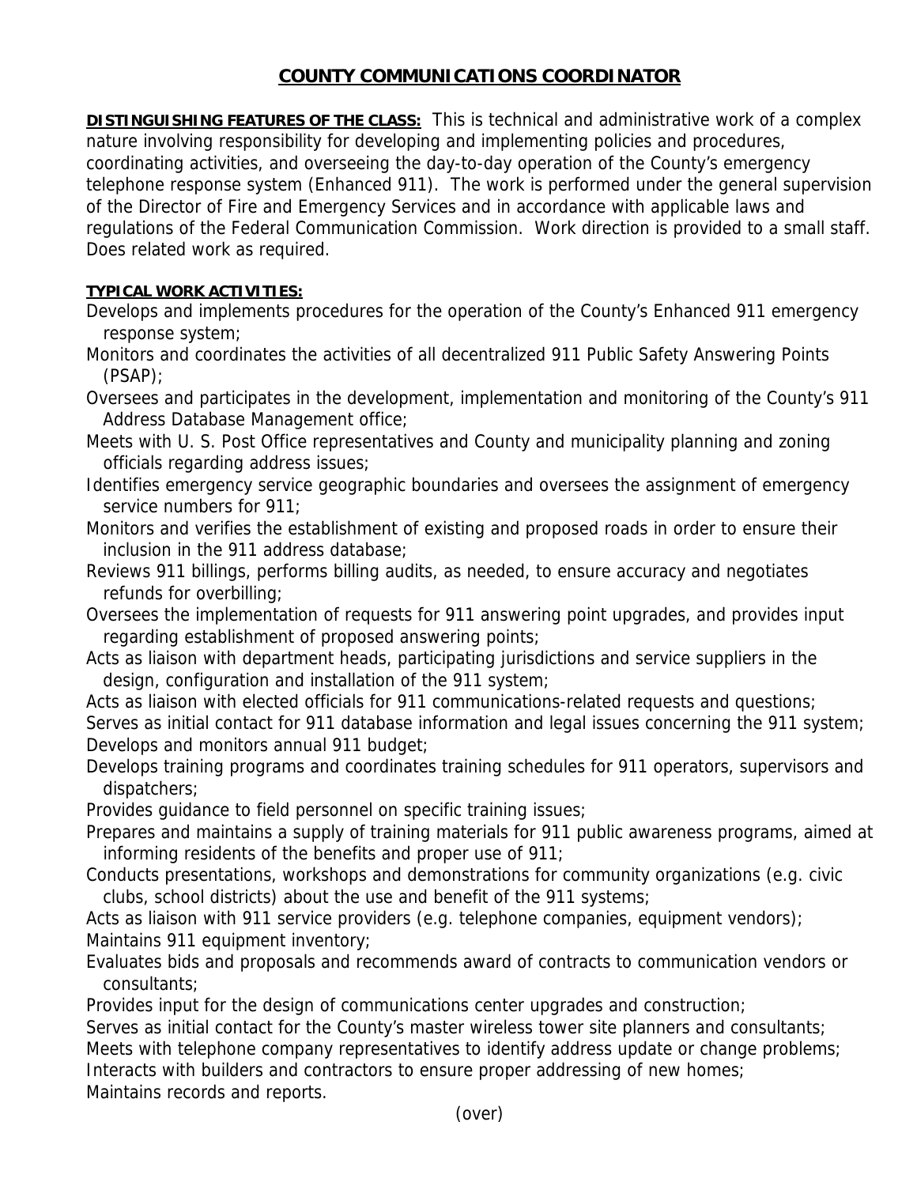# COUNTY COMMUNICATIONS COORDINATOR

**DISTINGUISHING FEATURES OF THE CLASS:** This is technical and administrative work of a complex nature involving responsibility for developing and implementing policies and procedures, coordinating activities, and overseeing the day-to-day operation of the County's emergency telephone response system (Enhanced 911). The work is performed under the general supervision of the Director of Fire and Emergency Services and in accordance with applicable laws and regulations of the Federal Communication Commission. Work direction is provided to a small staff. Does related work as required.

**TYPICAL WORK ACTIVITIES:**

Develops and implements procedures for the operation of the County's Enhanced 911 emergency response system;

Monitors and coordinates the activities of all decentralized 911 Public Safety Answering Points (PSAP);

Oversees and participates in the development, implementation and monitoring of the County's 911 Address Database Management office;

Meets with U. S. Post Office representatives and County and municipality planning and zoning officials regarding address issues;

Identifies emergency service geographic boundaries and oversees the assignment of emergency service numbers for 911;

Monitors and verifies the establishment of existing and proposed roads in order to ensure their inclusion in the 911 address database;

Reviews 911 billings, performs billing audits, as needed, to ensure accuracy and negotiates refunds for overbilling;

Oversees the implementation of requests for 911 answering point upgrades, and provides input regarding establishment of proposed answering points;

Acts as liaison with department heads, participating jurisdictions and service suppliers in the design, configuration and installation of the 911 system;

Acts as liaison with elected officials for 911 communications-related requests and questions;

Serves as initial contact for 911 database information and legal issues concerning the 911 system;

Develops and monitors annual 911 budget;

Develops training programs and coordinates training schedules for 911 operators, supervisors and dispatchers;

Provides guidance to field personnel on specific training issues;

Prepares and maintains a supply of training materials for 911 public awareness programs, aimed at informing residents of the benefits and proper use of 911;

Conducts presentations, workshops and demonstrations for community organizations (e.g. civic clubs, school districts) about the use and benefit of the 911 systems;

Acts as liaison with 911 service providers (e.g. telephone companies, equipment vendors);

Maintains 911 equipment inventory;

Evaluates bids and proposals and recommends award of contracts to communication vendors or consultants;

Provides input for the design of communications center upgrades and construction;

Serves as initial contact for the County's master wireless tower site planners and consultants;

Meets with telephone company representatives to identify address update or change problems;

Interacts with builders and contractors to ensure proper addressing of new homes;

Maintains records and reports.

(over)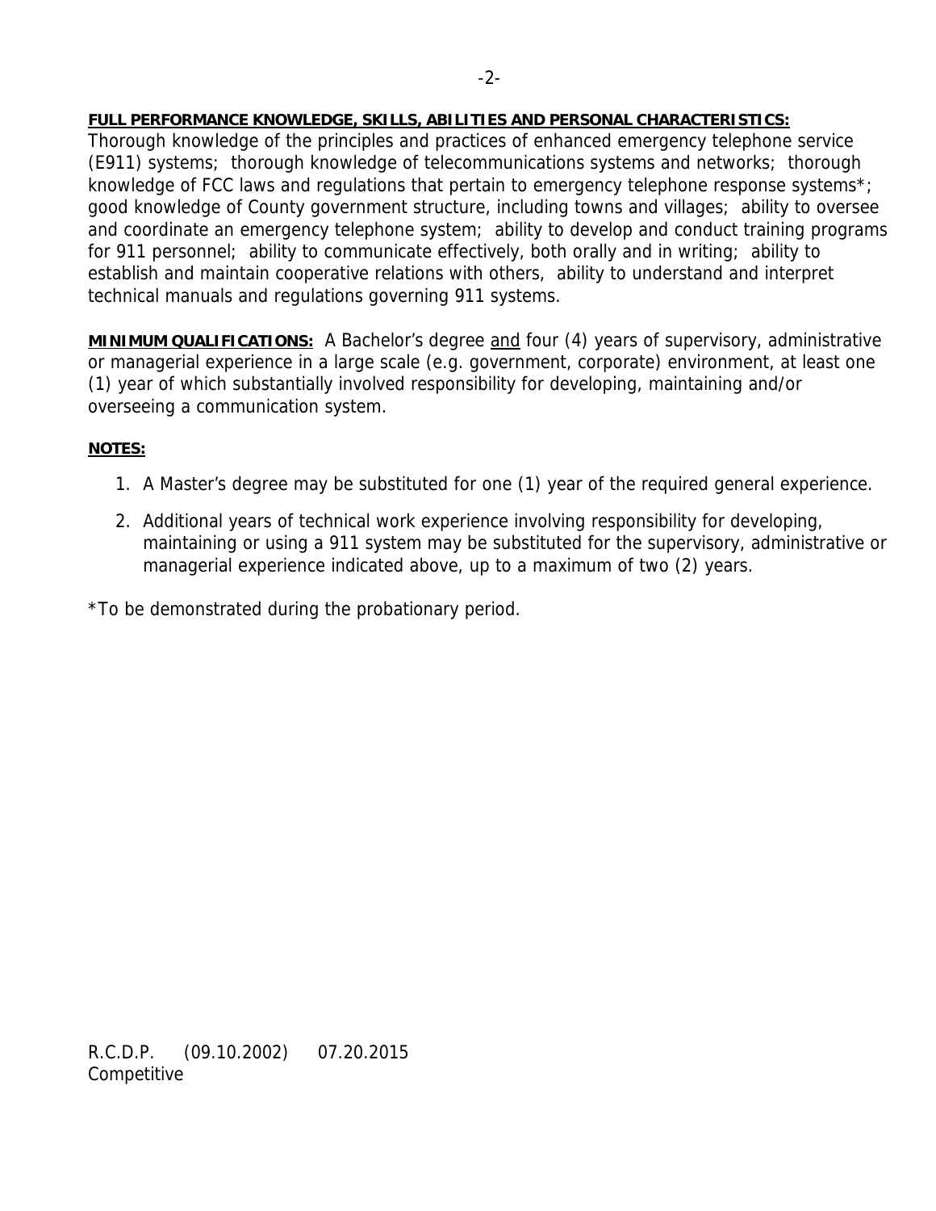**FULL PERFORMANCE KNOWLEDGE, SKILLS, ABILITIES AND PERSONAL CHARACTERISTICS:** Thorough knowledge of the principles and practices of enhanced emergency telephone service (E911) systems; thorough knowledge of telecommunications systems and networks; thorough knowledge of FCC laws and regulations that pertain to emergency telephone response systems*; good knowledge of County government structure, including towns and villages; ability to oversee and coordinate an emergency telephone system; ability to develop and conduct training programs for 911 personnel; ability to communicate effectively, both orally and in writing; ability to establish and maintain cooperative relations with others, ability to understand and interpret technical manuals and regulations governing 911 systems.

**MINIMUM QUALIFICATIONS:** A Bachelor's degree and four (4) years of supervisory, administrative or managerial experience in a large scale (e.g. government, corporate) environment, at least one (1) year of which substantially involved responsibility for developing, maintaining and/or overseeing a communication system.

**NOTES:**

1. A Master's degree may be substituted for one (1) year of the required general experience.
2. Additional years of technical work experience involving responsibility for developing, maintaining or using a 911 system may be substituted for the supervisory, administrative or managerial experience indicated above, up to a maximum of two (2) years.

*To be demonstrated during the probationary period.

R.C.D.P. (09.10.2002) 07.20.2015
Competitive